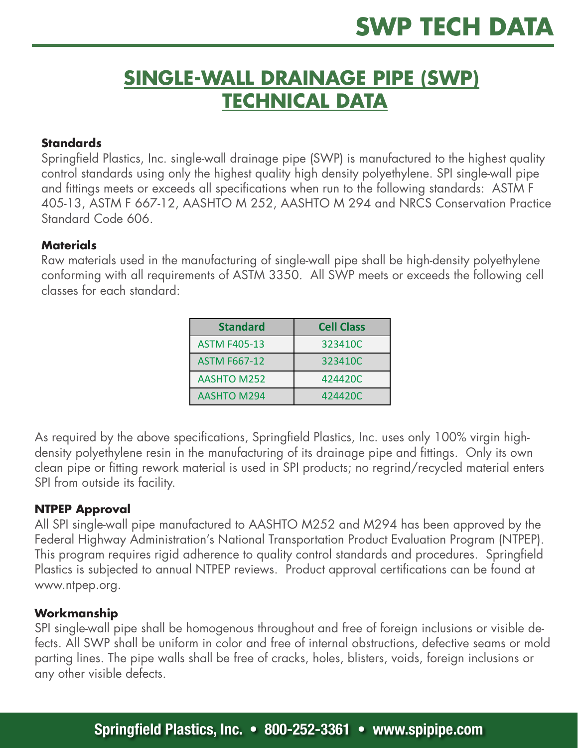# SWP TECH DATA

## SINGLE-WALL DRAINAGE PIPE (SWP) TECHNICAL DATA

**Standards**

Springfield Plastics, Inc. single-wall drainage pipe (SWP) is manufactured to the highest quality control standards using only the highest quality high density polyethylene. SPI single-wall pipe and fittings meets or exceeds all specifications when run to the following standards: ASTM F 405-13, ASTM F 667-12, AASHTO M 252, AASHTO M 294 and NRCS Conservation Practice Standard Code 606.

**Materials**

Raw materials used in the manufacturing of single-wall pipe shall be high-density polyethylene conforming with all requirements of ASTM 3350. All SWP meets or exceeds the following cell classes for each standard:

| Standard | Cell Class |
|---|---|
| ASTM F405-13 | 323410C |
| ASTM F667-12 | 323410C |
| AASHTO M252 | 424420C |
| AASHTO M294 | 424420C |

As required by the above specifications, Springfield Plastics, Inc. uses only 100% virgin high-density polyethylene resin in the manufacturing of its drainage pipe and fittings. Only its own clean pipe or fitting rework material is used in SPI products; no regrind/recycled material enters SPI from outside its facility.

**NTPEP Approval**

All SPI single-wall pipe manufactured to AASHTO M252 and M294 has been approved by the Federal Highway Administration's National Transportation Product Evaluation Program (NTPEP). This program requires rigid adherence to quality control standards and procedures. Springfield Plastics is subjected to annual NTPEP reviews. Product approval certifications can be found at www.ntpep.org.

**Workmanship**

SPI single-wall pipe shall be homogenous throughout and free of foreign inclusions or visible defects. All SWP shall be uniform in color and free of internal obstructions, defective seams or mold parting lines. The pipe walls shall be free of cracks, holes, blisters, voids, foreign inclusions or any other visible defects.

**Springfield Plastics, Inc. • 800-252-3361 • www.spipipe.com**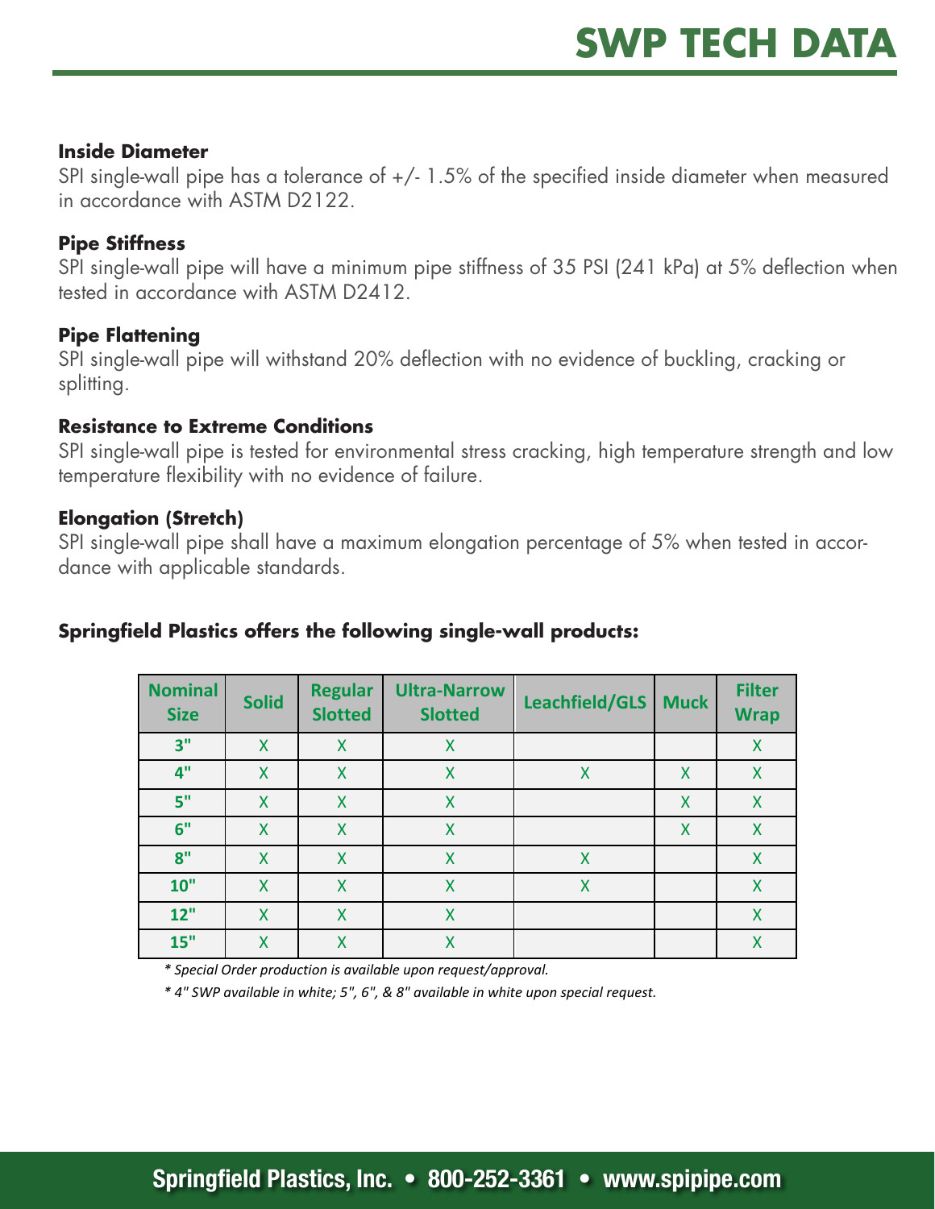# SWP TECH DATA

**Inside Diameter**

SPI single-wall pipe has a tolerance of +/- 1.5% of the specified inside diameter when measured in accordance with ASTM D2122.

**Pipe Stiffness**

SPI single-wall pipe will have a minimum pipe stiffness of 35 PSI (241 kPa) at 5% deflection when tested in accordance with ASTM D2412.

**Pipe Flattening**

SPI single-wall pipe will withstand 20% deflection with no evidence of buckling, cracking or splitting.

**Resistance to Extreme Conditions**

SPI single-wall pipe is tested for environmental stress cracking, high temperature strength and low temperature flexibility with no evidence of failure.

**Elongation (Stretch)**

SPI single-wall pipe shall have a maximum elongation percentage of 5% when tested in accordance with applicable standards.

**Springfield Plastics offers the following single-wall products:**

| Nominal Size | Solid | Regular Slotted | Ultra-Narrow Slotted | Leachfield/GLS | Muck | Filter Wrap |
|---|---|---|---|---|---|---|
| 3" | X | X | X | | | X |
| 4" | X | X | X | X | X | X |
| 5" | X | X | X | | X | X |
| 6" | X | X | X | | X | X |
| 8" | X | X | X | X | | X |
| 10" | X | X | X | X | | X |
| 12" | X | X | X | | | X |
| 15" | X | X | X | | | X |

*\* Special Order production is available upon request/approval.*

*\* 4" SWP available in white; 5", 6", & 8" available in white upon special request.*

**Springfield Plastics, Inc. • 800-252-3361 • www.spipipe.com**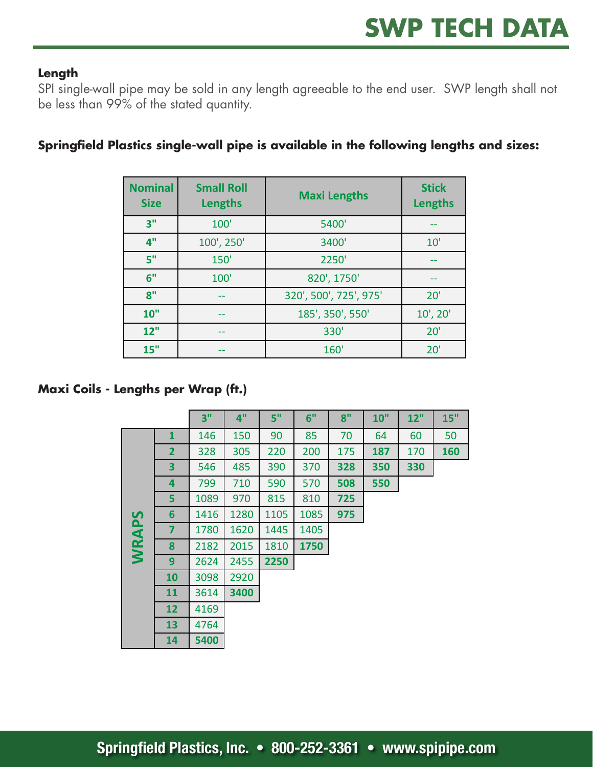# SWP TECH DATA

**Length**

SPI single-wall pipe may be sold in any length agreeable to the end user. SWP length shall not be less than 99% of the stated quantity.

**Springfield Plastics single-wall pipe is available in the following lengths and sizes:**

| Nominal Size | Small Roll Lengths | Maxi Lengths | Stick Lengths |
|---|---|---|---|
| 3" | 100' | 5400' | -- |
| 4" | 100', 250' | 3400' | 10' |
| 5" | 150' | 2250' | -- |
| 6" | 100' | 820', 1750' | -- |
| 8" | -- | 320', 500', 725', 975' | 20' |
| 10" | -- | 185', 350', 550' | 10', 20' |
| 12" | -- | 330' | 20' |
| 15" | -- | 160' | 20' |

**Maxi Coils - Lengths per Wrap (ft.)**

| WRAPS | 3" | 4" | 5" | 6" | 8" | 10" | 12" | 15" |
|---|---|---|---|---|---|---|---|---|
| 1 | 146 | 150 | 90 | 85 | 70 | 64 | 60 | 50 |
| 2 | 328 | 305 | 220 | 200 | 175 | **187** | 170 | **160** |
| 3 | 546 | 485 | 390 | 370 | **328** | **350** | **330** | |
| 4 | 799 | 710 | 590 | 570 | **508** | **550** | | |
| 5 | 1089 | 970 | 815 | 810 | **725** | | | |
| 6 | 1416 | 1280 | 1105 | 1085 | **975** | | | |
| 7 | 1780 | 1620 | 1445 | 1405 | | | | |
| 8 | 2182 | 2015 | 1810 | **1750** | | | | |
| 9 | 2624 | 2455 | **2250** | | | | | |
| 10 | 3098 | 2920 | | | | | | |
| 11 | 3614 | **3400** | | | | | | |
| 12 | 4169 | | | | | | | |
| 13 | 4764 | | | | | | | |
| 14 | **5400** | | | | | | | |

Springfield Plastics, Inc. • 800-252-3361 • www.spipipe.com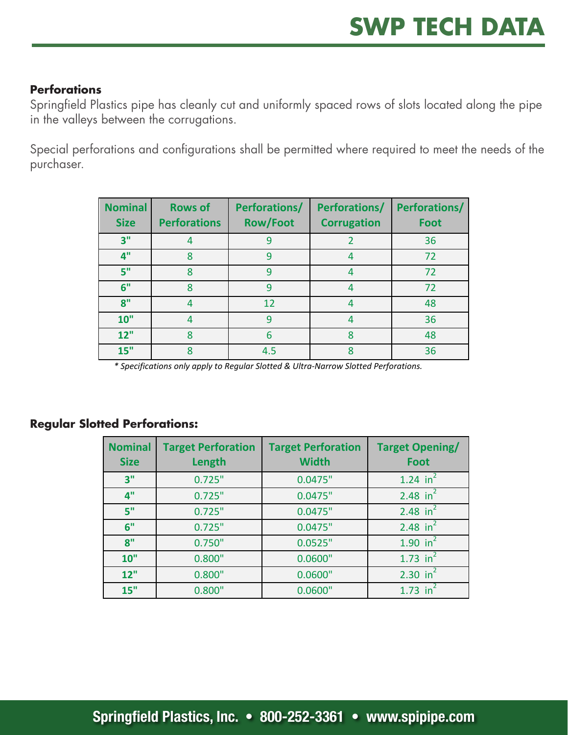## Perforations

Springfield Plastics pipe has cleanly cut and uniformly spaced rows of slots located along the pipe in the valleys between the corrugations.

Special perforations and configurations shall be permitted where required to meet the needs of the purchaser.

| Nominal Size | Rows of Perforations | Perforations/ Row/Foot | Perforations/ Corrugation | Perforations/ Foot |
|---|---|---|---|---|
| 3" | 4 | 9 | 2 | 36 |
| 4" | 8 | 9 | 4 | 72 |
| 5" | 8 | 9 | 4 | 72 |
| 6" | 8 | 9 | 4 | 72 |
| 8" | 4 | 12 | 4 | 48 |
| 10" | 4 | 9 | 4 | 36 |
| 12" | 8 | 6 | 8 | 48 |
| 15" | 8 | 4.5 | 8 | 36 |

*\* Specifications only apply to Regular Slotted & Ultra-Narrow Slotted Perforations.*

**Regular Slotted Perforations:**

| Nominal Size | Target Perforation Length | Target Perforation Width | Target Opening/ Foot |
|---|---|---|---|
| 3" | 0.725" | 0.0475" | 1.24 $in^2$ |
| 4" | 0.725" | 0.0475" | 2.48 $in^2$ |
| 5" | 0.725" | 0.0475" | 2.48 $in^2$ |
| 6" | 0.725" | 0.0475" | 2.48 $in^2$ |
| 8" | 0.750" | 0.0525" | 1.90 $in^2$ |
| 10" | 0.800" | 0.0600" | 1.73 $in^2$ |
| 12" | 0.800" | 0.0600" | 2.30 $in^2$ |
| 15" | 0.800" | 0.0600" | 1.73 $in^2$ |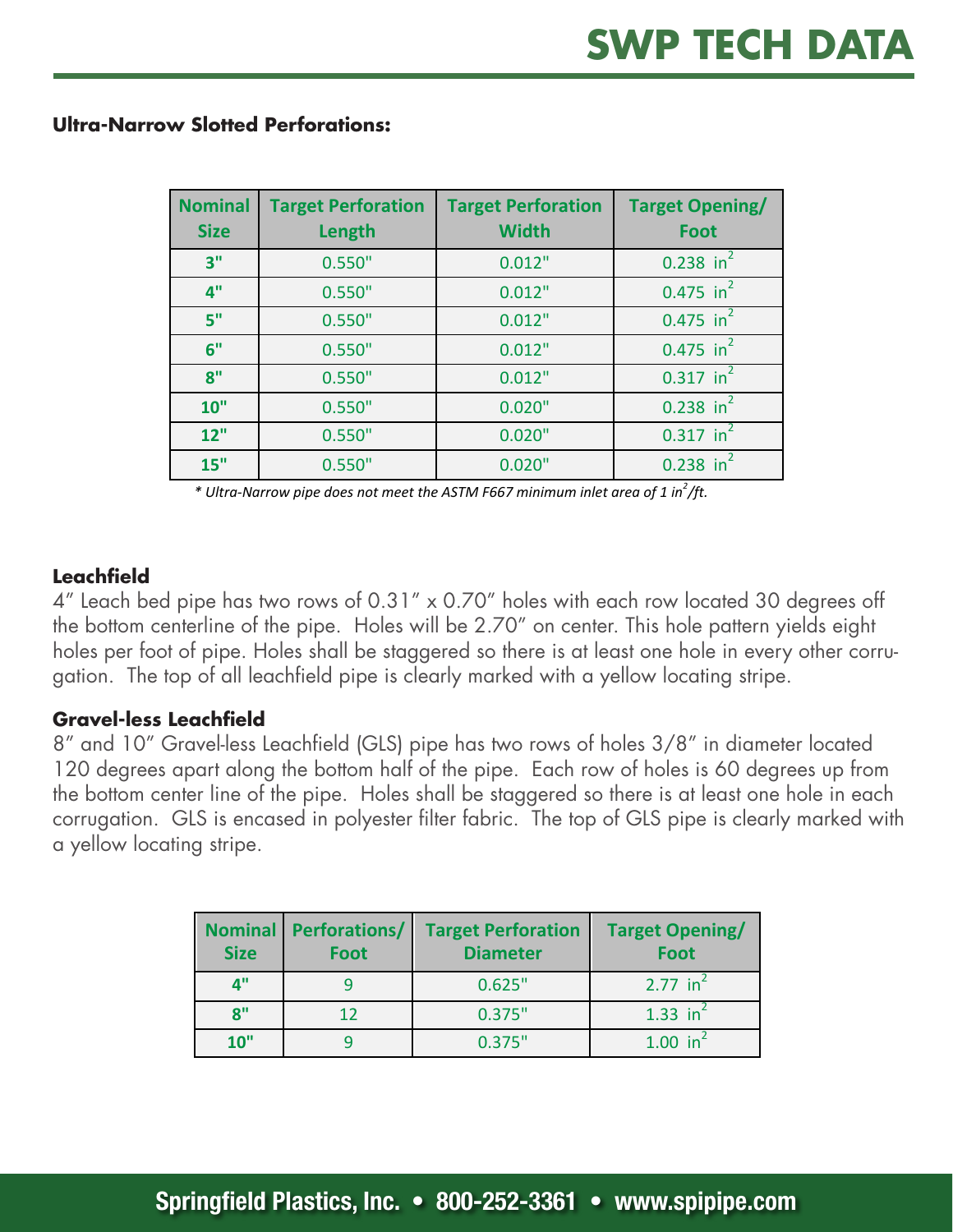**Ultra-Narrow Slotted Perforations:**

| Nominal Size | Target Perforation Length | Target Perforation Width | Target Opening/ Foot |
|---|---|---|---|
| 3" | 0.550" | 0.012" | 0.238 $in^2$ |
| 4" | 0.550" | 0.012" | 0.475 $in^2$ |
| 5" | 0.550" | 0.012" | 0.475 $in^2$ |
| 6" | 0.550" | 0.012" | 0.475 $in^2$ |
| 8" | 0.550" | 0.012" | 0.317 $in^2$ |
| 10" | 0.550" | 0.020" | 0.238 $in^2$ |
| 12" | 0.550" | 0.020" | 0.317 $in^2$ |
| 15" | 0.550" | 0.020" | 0.238 $in^2$ |

*\* Ultra-Narrow pipe does not meet the ASTM F667 minimum inlet area of 1 $in^2$/ft.*

**Leachfield**

4″ Leach bed pipe has two rows of 0.31″ x 0.70″ holes with each row located 30 degrees off the bottom centerline of the pipe. Holes will be 2.70″ on center. This hole pattern yields eight holes per foot of pipe. Holes shall be staggered so there is at least one hole in every other corrugation. The top of all leachfield pipe is clearly marked with a yellow locating stripe.

**Gravel-less Leachfield**

8″ and 10″ Gravel-less Leachfield (GLS) pipe has two rows of holes 3/8″ in diameter located 120 degrees apart along the bottom half of the pipe. Each row of holes is 60 degrees up from the bottom center line of the pipe. Holes shall be staggered so there is at least one hole in each corrugation. GLS is encased in polyester filter fabric. The top of GLS pipe is clearly marked with a yellow locating stripe.

| Nominal Size | Perforations/ Foot | Target Perforation Diameter | Target Opening/ Foot |
|---|---|---|---|
| 4" | 9 | 0.625" | 2.77 $in^2$ |
| 8" | 12 | 0.375" | 1.33 $in^2$ |
| 10" | 9 | 0.375" | 1.00 $in^2$ |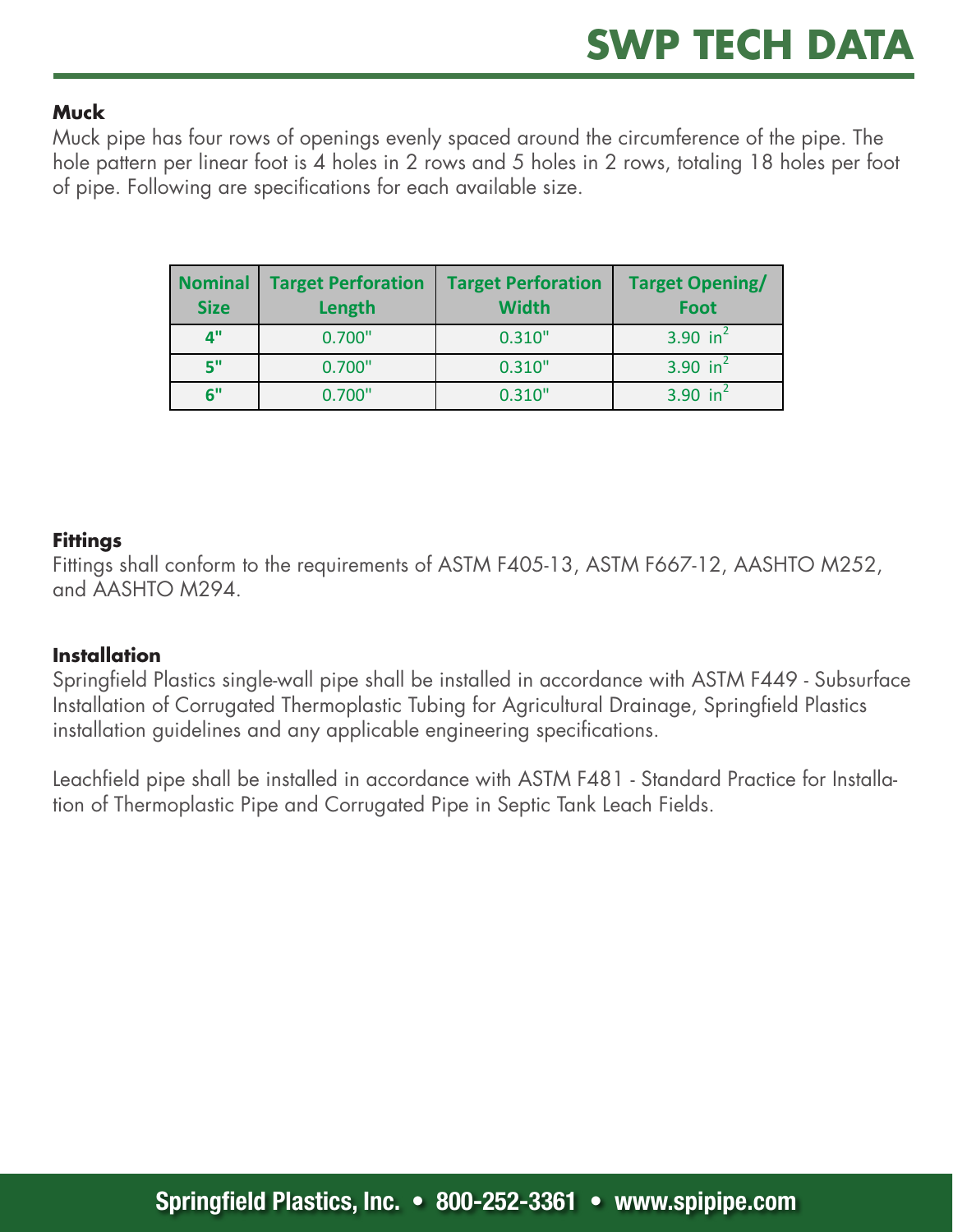### Muck

Muck pipe has four rows of openings evenly spaced around the circumference of the pipe. The hole pattern per linear foot is 4 holes in 2 rows and 5 holes in 2 rows, totaling 18 holes per foot of pipe. Following are specifications for each available size.

| Nominal Size | Target Perforation Length | Target Perforation Width | Target Opening/ Foot |
|---|---|---|---|
| 4" | 0.700" | 0.310" | 3.90 $in^2$ |
| 5" | 0.700" | 0.310" | 3.90 $in^2$ |
| 6" | 0.700" | 0.310" | 3.90 $in^2$ |

### Fittings

Fittings shall conform to the requirements of ASTM F405-13, ASTM F667-12, AASHTO M252, and AASHTO M294.

### Installation

Springfield Plastics single-wall pipe shall be installed in accordance with ASTM F449 - Subsurface Installation of Corrugated Thermoplastic Tubing for Agricultural Drainage, Springfield Plastics installation guidelines and any applicable engineering specifications.

Leachfield pipe shall be installed in accordance with ASTM F481 - Standard Practice for Installation of Thermoplastic Pipe and Corrugated Pipe in Septic Tank Leach Fields.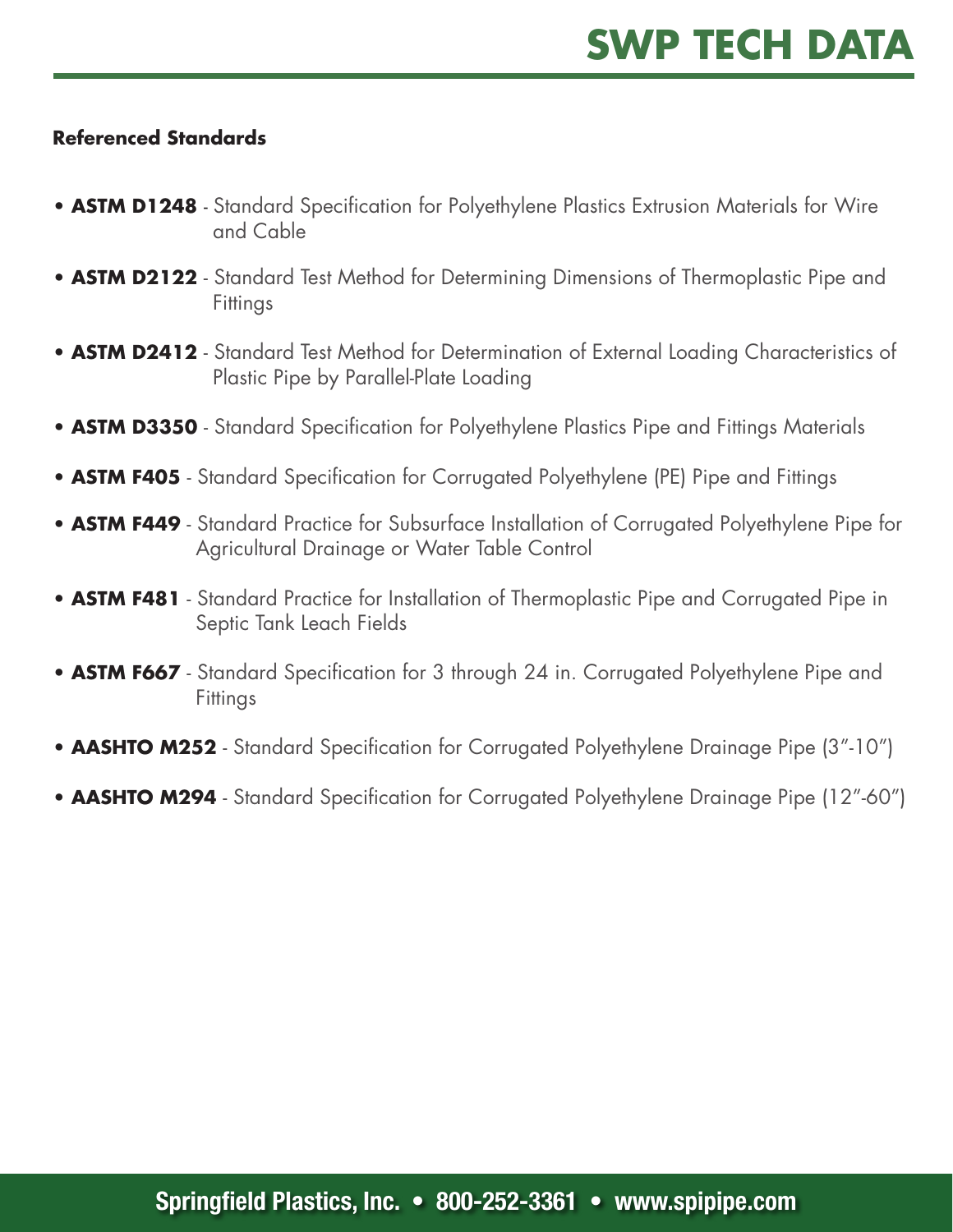**Referenced Standards**

- **ASTM D1248** - Standard Specification for Polyethylene Plastics Extrusion Materials for Wire and Cable
- **ASTM D2122** - Standard Test Method for Determining Dimensions of Thermoplastic Pipe and Fittings
- **ASTM D2412** - Standard Test Method for Determination of External Loading Characteristics of Plastic Pipe by Parallel-Plate Loading
- **ASTM D3350** - Standard Specification for Polyethylene Plastics Pipe and Fittings Materials
- **ASTM F405** - Standard Specification for Corrugated Polyethylene (PE) Pipe and Fittings
- **ASTM F449** - Standard Practice for Subsurface Installation of Corrugated Polyethylene Pipe for Agricultural Drainage or Water Table Control
- **ASTM F481** - Standard Practice for Installation of Thermoplastic Pipe and Corrugated Pipe in Septic Tank Leach Fields
- **ASTM F667** - Standard Specification for 3 through 24 in. Corrugated Polyethylene Pipe and Fittings
- **AASHTO M252** - Standard Specification for Corrugated Polyethylene Drainage Pipe (3″-10″)
- **AASHTO M294** - Standard Specification for Corrugated Polyethylene Drainage Pipe (12″-60″)